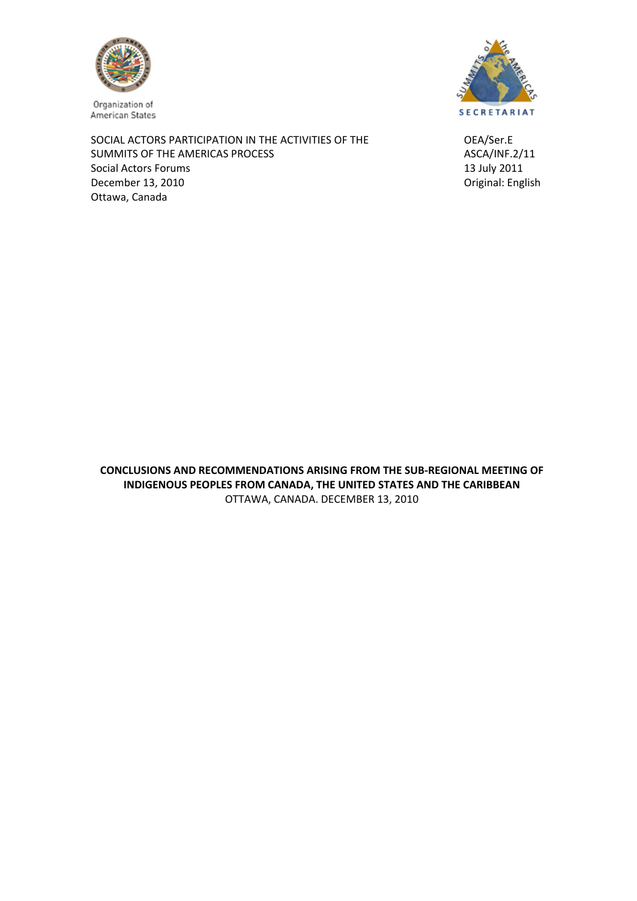Organization of American States

SECRETARIAT

SOCIAL ACTORS PARTICIPATION IN THE ACTIVITIES OF THE SUMMITS OF THE AMERICAS PROCESS
Social Actors Forums
December 13, 2010
Ottawa, Canada

OEA/Ser.E
ASCA/INF.2/11
13 July 2011
Original: English

**CONCLUSIONS AND RECOMMENDATIONS ARISING FROM THE SUB-REGIONAL MEETING OF INDIGENOUS PEOPLES FROM CANADA, THE UNITED STATES AND THE CARIBBEAN**

OTTAWA, CANADA. DECEMBER 13, 2010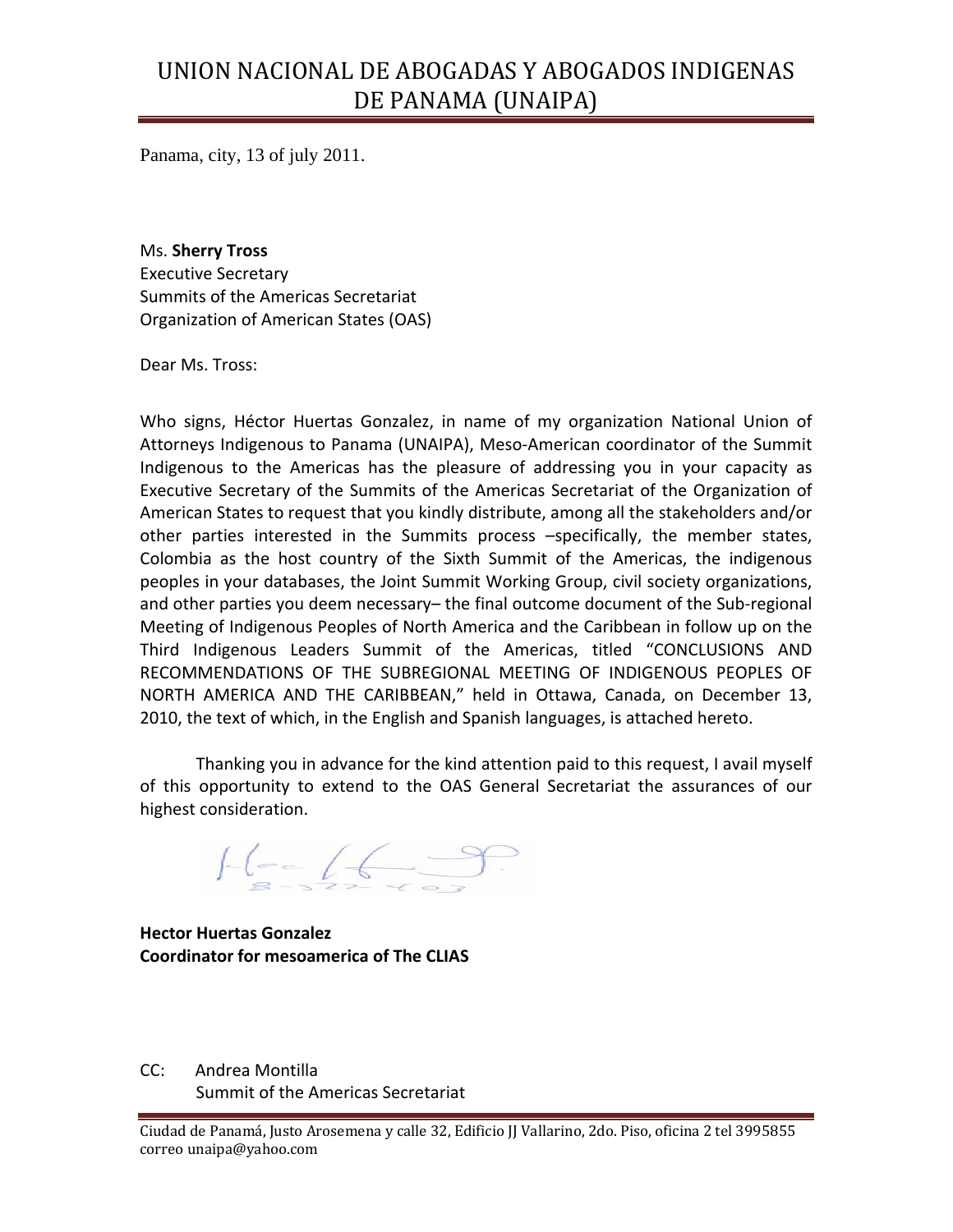# UNION NACIONAL DE ABOGADAS Y ABOGADOS INDIGENAS DE PANAMA (UNAIPA)

Panama, city, 13 of july 2011.

Ms. **Sherry Tross**
Executive Secretary
Summits of the Americas Secretariat
Organization of American States (OAS)

Dear Ms. Tross:

Who signs, Héctor Huertas Gonzalez, in name of my organization National Union of Attorneys Indigenous to Panama (UNAIPA), Meso-American coordinator of the Summit Indigenous to the Americas has the pleasure of addressing you in your capacity as Executive Secretary of the Summits of the Americas Secretariat of the Organization of American States to request that you kindly distribute, among all the stakeholders and/or other parties interested in the Summits process –specifically, the member states, Colombia as the host country of the Sixth Summit of the Americas, the indigenous peoples in your databases, the Joint Summit Working Group, civil society organizations, and other parties you deem necessary– the final outcome document of the Sub-regional Meeting of Indigenous Peoples of North America and the Caribbean in follow up on the Third Indigenous Leaders Summit of the Americas, titled "CONCLUSIONS AND RECOMMENDATIONS OF THE SUBREGIONAL MEETING OF INDIGENOUS PEOPLES OF NORTH AMERICA AND THE CARIBBEAN," held in Ottawa, Canada, on December 13, 2010, the text of which, in the English and Spanish languages, is attached hereto.

Thanking you in advance for the kind attention paid to this request, I avail myself of this opportunity to extend to the OAS General Secretariat the assurances of our highest consideration.

**Hector Huertas Gonzalez**
**Coordinator for mesoamerica of The CLIAS**

CC: Andrea Montilla
Summit of the Americas Secretariat

Ciudad de Panamá, Justo Arosemena y calle 32, Edificio JJ Vallarino, 2do. Piso, oficina 2 tel 3995855
correo unaipa@yahoo.com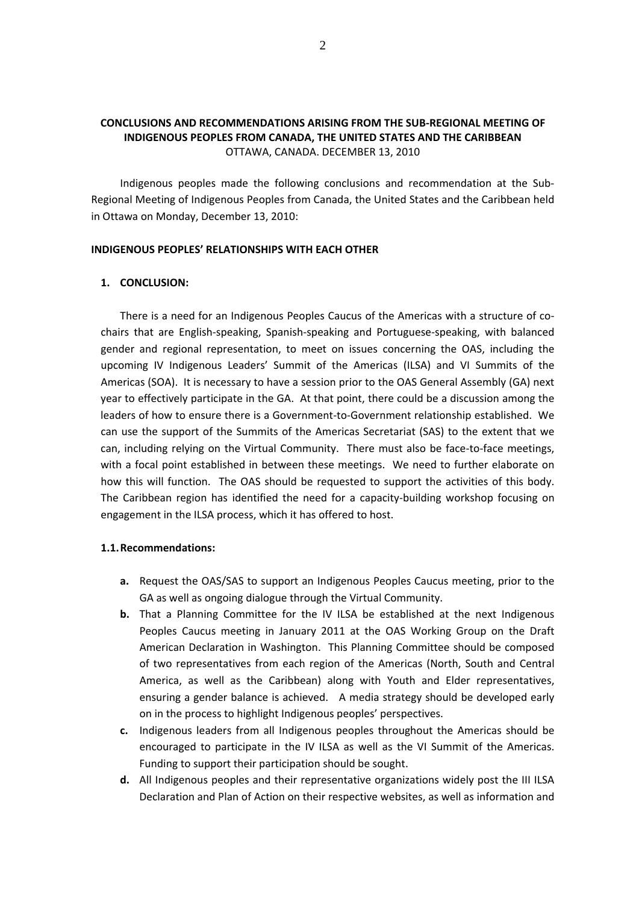**CONCLUSIONS AND RECOMMENDATIONS ARISING FROM THE SUB-REGIONAL MEETING OF INDIGENOUS PEOPLES FROM CANADA, THE UNITED STATES AND THE CARIBBEAN**
OTTAWA, CANADA. DECEMBER 13, 2010

Indigenous peoples made the following conclusions and recommendation at the Sub-Regional Meeting of Indigenous Peoples from Canada, the United States and the Caribbean held in Ottawa on Monday, December 13, 2010:

**INDIGENOUS PEOPLES' RELATIONSHIPS WITH EACH OTHER**

**1. CONCLUSION:**

There is a need for an Indigenous Peoples Caucus of the Americas with a structure of co-chairs that are English-speaking, Spanish-speaking and Portuguese-speaking, with balanced gender and regional representation, to meet on issues concerning the OAS, including the upcoming IV Indigenous Leaders' Summit of the Americas (ILSA) and VI Summits of the Americas (SOA). It is necessary to have a session prior to the OAS General Assembly (GA) next year to effectively participate in the GA. At that point, there could be a discussion among the leaders of how to ensure there is a Government-to-Government relationship established. We can use the support of the Summits of the Americas Secretariat (SAS) to the extent that we can, including relying on the Virtual Community. There must also be face-to-face meetings, with a focal point established in between these meetings. We need to further elaborate on how this will function. The OAS should be requested to support the activities of this body. The Caribbean region has identified the need for a capacity-building workshop focusing on engagement in the ILSA process, which it has offered to host.

**1.1. Recommendations:**

- **a.** Request the OAS/SAS to support an Indigenous Peoples Caucus meeting, prior to the GA as well as ongoing dialogue through the Virtual Community.
- **b.** That a Planning Committee for the IV ILSA be established at the next Indigenous Peoples Caucus meeting in January 2011 at the OAS Working Group on the Draft American Declaration in Washington. This Planning Committee should be composed of two representatives from each region of the Americas (North, South and Central America, as well as the Caribbean) along with Youth and Elder representatives, ensuring a gender balance is achieved. A media strategy should be developed early on in the process to highlight Indigenous peoples' perspectives.
- **c.** Indigenous leaders from all Indigenous peoples throughout the Americas should be encouraged to participate in the IV ILSA as well as the VI Summit of the Americas. Funding to support their participation should be sought.
- **d.** All Indigenous peoples and their representative organizations widely post the III ILSA Declaration and Plan of Action on their respective websites, as well as information and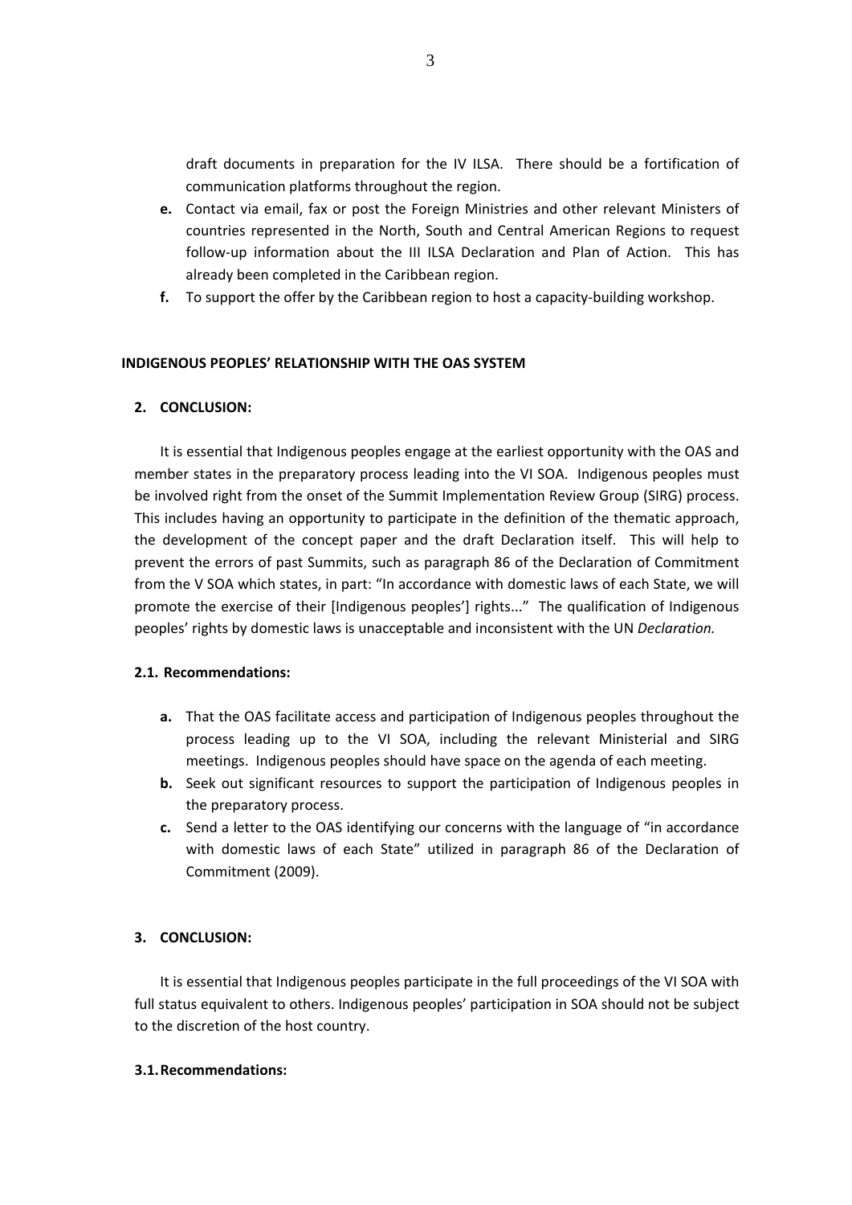draft documents in preparation for the IV ILSA. There should be a fortification of communication platforms throughout the region.

**e.** Contact via email, fax or post the Foreign Ministries and other relevant Ministers of countries represented in the North, South and Central American Regions to request follow-up information about the III ILSA Declaration and Plan of Action. This has already been completed in the Caribbean region.

**f.** To support the offer by the Caribbean region to host a capacity-building workshop.

## INDIGENOUS PEOPLES' RELATIONSHIP WITH THE OAS SYSTEM

### 2. CONCLUSION:

It is essential that Indigenous peoples engage at the earliest opportunity with the OAS and member states in the preparatory process leading into the VI SOA. Indigenous peoples must be involved right from the onset of the Summit Implementation Review Group (SIRG) process. This includes having an opportunity to participate in the definition of the thematic approach, the development of the concept paper and the draft Declaration itself. This will help to prevent the errors of past Summits, such as paragraph 86 of the Declaration of Commitment from the V SOA which states, in part: "In accordance with domestic laws of each State, we will promote the exercise of their [Indigenous peoples'] rights..." The qualification of Indigenous peoples' rights by domestic laws is unacceptable and inconsistent with the UN *Declaration.*

### 2.1. Recommendations:

**a.** That the OAS facilitate access and participation of Indigenous peoples throughout the process leading up to the VI SOA, including the relevant Ministerial and SIRG meetings. Indigenous peoples should have space on the agenda of each meeting.

**b.** Seek out significant resources to support the participation of Indigenous peoples in the preparatory process.

**c.** Send a letter to the OAS identifying our concerns with the language of "in accordance with domestic laws of each State" utilized in paragraph 86 of the Declaration of Commitment (2009).

### 3. CONCLUSION:

It is essential that Indigenous peoples participate in the full proceedings of the VI SOA with full status equivalent to others. Indigenous peoples' participation in SOA should not be subject to the discretion of the host country.

### 3.1. Recommendations: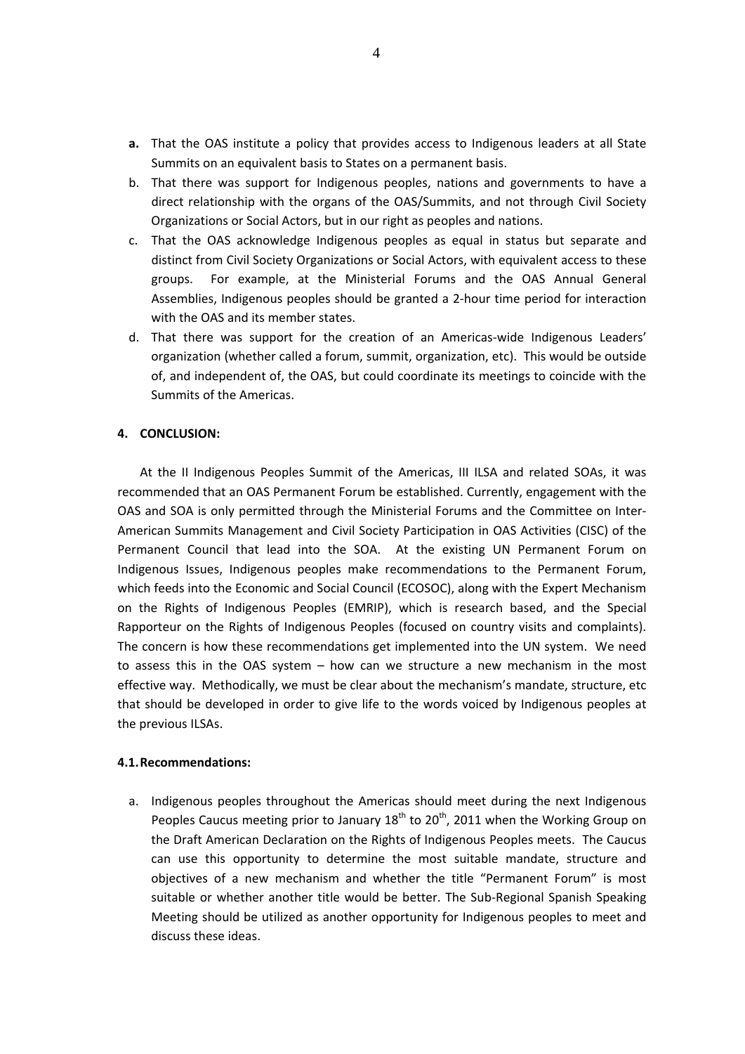**a.** That the OAS institute a policy that provides access to Indigenous leaders at all State Summits on an equivalent basis to States on a permanent basis.

b. That there was support for Indigenous peoples, nations and governments to have a direct relationship with the organs of the OAS/Summits, and not through Civil Society Organizations or Social Actors, but in our right as peoples and nations.

c. That the OAS acknowledge Indigenous peoples as equal in status but separate and distinct from Civil Society Organizations or Social Actors, with equivalent access to these groups. For example, at the Ministerial Forums and the OAS Annual General Assemblies, Indigenous peoples should be granted a 2-hour time period for interaction with the OAS and its member states.

d. That there was support for the creation of an Americas-wide Indigenous Leaders' organization (whether called a forum, summit, organization, etc). This would be outside of, and independent of, the OAS, but could coordinate its meetings to coincide with the Summits of the Americas.

## 4. CONCLUSION:

At the II Indigenous Peoples Summit of the Americas, III ILSA and related SOAs, it was recommended that an OAS Permanent Forum be established. Currently, engagement with the OAS and SOA is only permitted through the Ministerial Forums and the Committee on Inter-American Summits Management and Civil Society Participation in OAS Activities (CISC) of the Permanent Council that lead into the SOA. At the existing UN Permanent Forum on Indigenous Issues, Indigenous peoples make recommendations to the Permanent Forum, which feeds into the Economic and Social Council (ECOSOC), along with the Expert Mechanism on the Rights of Indigenous Peoples (EMRIP), which is research based, and the Special Rapporteur on the Rights of Indigenous Peoples (focused on country visits and complaints). The concern is how these recommendations get implemented into the UN system. We need to assess this in the OAS system – how can we structure a new mechanism in the most effective way. Methodically, we must be clear about the mechanism's mandate, structure, etc that should be developed in order to give life to the words voiced by Indigenous peoples at the previous ILSAs.

### 4.1. Recommendations:

a. Indigenous peoples throughout the Americas should meet during the next Indigenous Peoples Caucus meeting prior to January 18th to 20th, 2011 when the Working Group on the Draft American Declaration on the Rights of Indigenous Peoples meets. The Caucus can use this opportunity to determine the most suitable mandate, structure and objectives of a new mechanism and whether the title "Permanent Forum" is most suitable or whether another title would be better. The Sub-Regional Spanish Speaking Meeting should be utilized as another opportunity for Indigenous peoples to meet and discuss these ideas.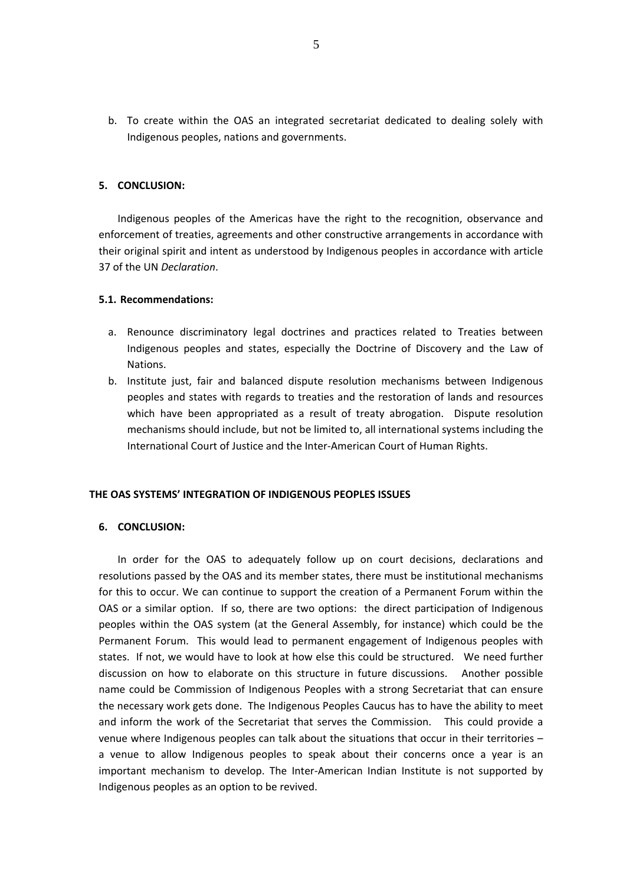b. To create within the OAS an integrated secretariat dedicated to dealing solely with Indigenous peoples, nations and governments.

### 5. CONCLUSION:

Indigenous peoples of the Americas have the right to the recognition, observance and enforcement of treaties, agreements and other constructive arrangements in accordance with their original spirit and intent as understood by Indigenous peoples in accordance with article 37 of the UN *Declaration*.

#### 5.1. Recommendations:

a. Renounce discriminatory legal doctrines and practices related to Treaties between Indigenous peoples and states, especially the Doctrine of Discovery and the Law of Nations.

b. Institute just, fair and balanced dispute resolution mechanisms between Indigenous peoples and states with regards to treaties and the restoration of lands and resources which have been appropriated as a result of treaty abrogation. Dispute resolution mechanisms should include, but not be limited to, all international systems including the International Court of Justice and the Inter-American Court of Human Rights.

## THE OAS SYSTEMS' INTEGRATION OF INDIGENOUS PEOPLES ISSUES

### 6. CONCLUSION:

In order for the OAS to adequately follow up on court decisions, declarations and resolutions passed by the OAS and its member states, there must be institutional mechanisms for this to occur. We can continue to support the creation of a Permanent Forum within the OAS or a similar option. If so, there are two options: the direct participation of Indigenous peoples within the OAS system (at the General Assembly, for instance) which could be the Permanent Forum. This would lead to permanent engagement of Indigenous peoples with states. If not, we would have to look at how else this could be structured. We need further discussion on how to elaborate on this structure in future discussions. Another possible name could be Commission of Indigenous Peoples with a strong Secretariat that can ensure the necessary work gets done. The Indigenous Peoples Caucus has to have the ability to meet and inform the work of the Secretariat that serves the Commission. This could provide a venue where Indigenous peoples can talk about the situations that occur in their territories – a venue to allow Indigenous peoples to speak about their concerns once a year is an important mechanism to develop. The Inter-American Indian Institute is not supported by Indigenous peoples as an option to be revived.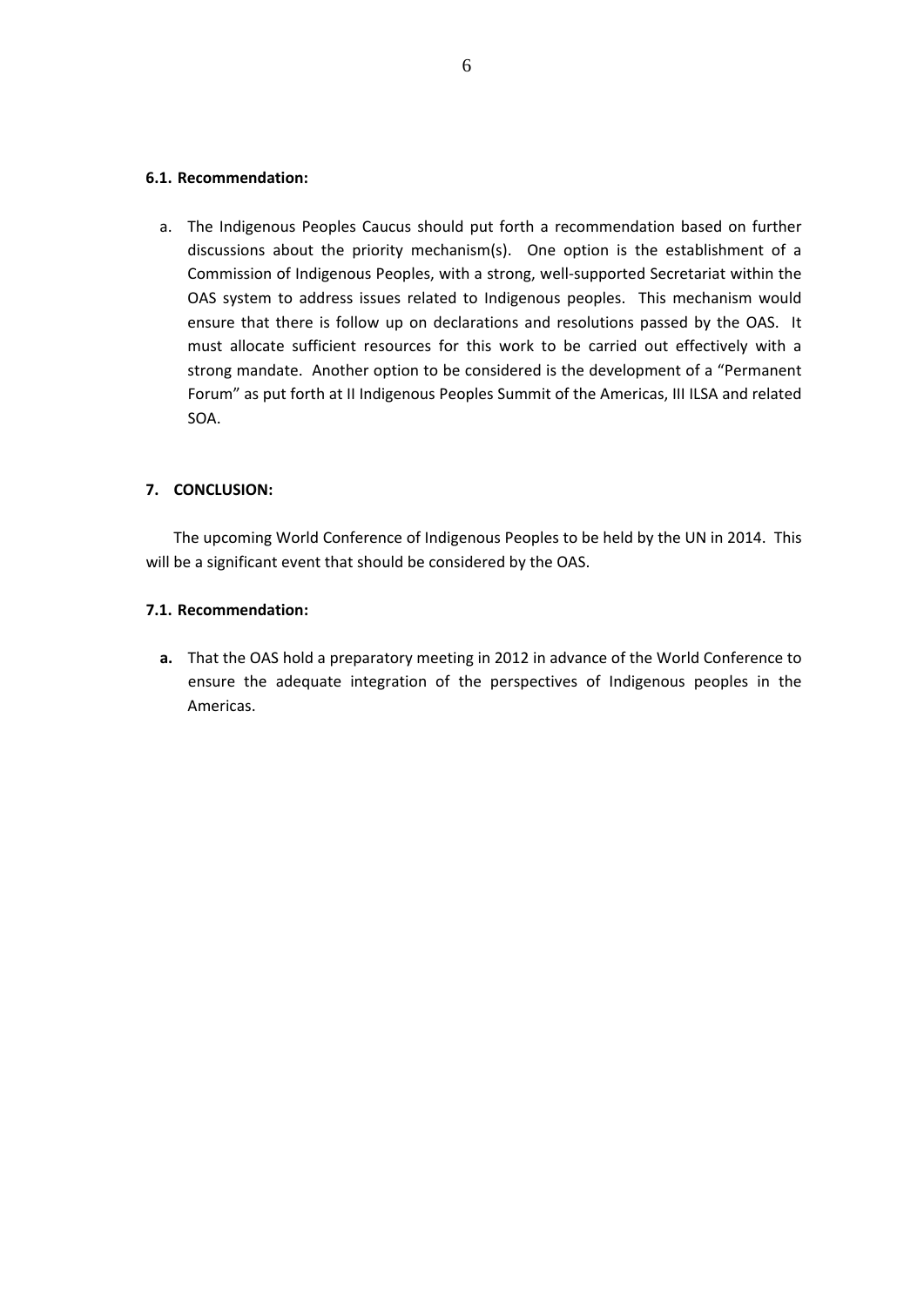**6.1. Recommendation:**

a. The Indigenous Peoples Caucus should put forth a recommendation based on further discussions about the priority mechanism(s). One option is the establishment of a Commission of Indigenous Peoples, with a strong, well-supported Secretariat within the OAS system to address issues related to Indigenous peoples. This mechanism would ensure that there is follow up on declarations and resolutions passed by the OAS. It must allocate sufficient resources for this work to be carried out effectively with a strong mandate. Another option to be considered is the development of a "Permanent Forum" as put forth at II Indigenous Peoples Summit of the Americas, III ILSA and related SOA.

**7. CONCLUSION:**

The upcoming World Conference of Indigenous Peoples to be held by the UN in 2014. This will be a significant event that should be considered by the OAS.

**7.1. Recommendation:**

**a.** That the OAS hold a preparatory meeting in 2012 in advance of the World Conference to ensure the adequate integration of the perspectives of Indigenous peoples in the Americas.